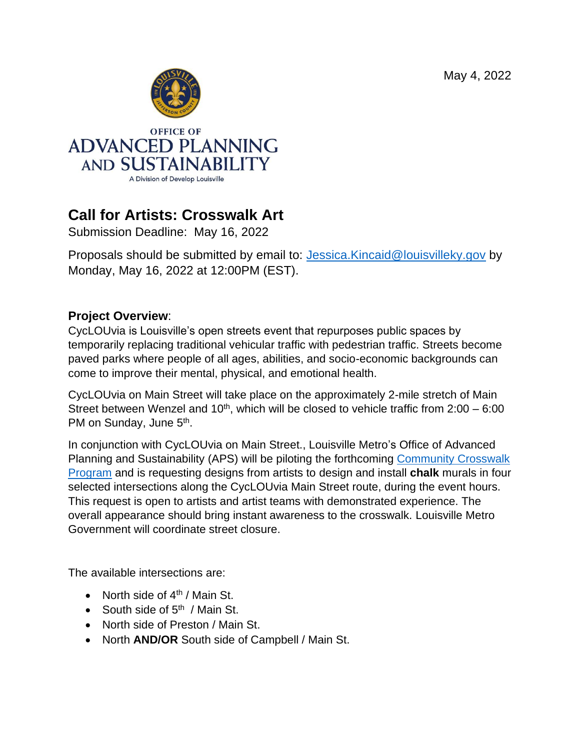May 4, 2022

OFFICE OF
ADVANCED PLANNING AND SUSTAINABILITY
A Division of Develop Louisville

# Call for Artists: Crosswalk Art

Submission Deadline: May 16, 2022

Proposals should be submitted by email to: [Jessica.Kincaid@louisvilleky.gov](mailto:Jessica.Kincaid@louisvilleky.gov) by Monday, May 16, 2022 at 12:00PM (EST).

## Project Overview:

CycLOUvia is Louisville's open streets event that repurposes public spaces by temporarily replacing traditional vehicular traffic with pedestrian traffic. Streets become paved parks where people of all ages, abilities, and socio-economic backgrounds can come to improve their mental, physical, and emotional health.

CycLOUvia on Main Street will take place on the approximately 2-mile stretch of Main Street between Wenzel and 10th, which will be closed to vehicle traffic from 2:00 – 6:00 PM on Sunday, June 5th.

In conjunction with CycLOUvia on Main Street., Louisville Metro's Office of Advanced Planning and Sustainability (APS) will be piloting the forthcoming Community Crosswalk Program and is requesting designs from artists to design and install **chalk** murals in four selected intersections along the CycLOUvia Main Street route, during the event hours. This request is open to artists and artist teams with demonstrated experience. The overall appearance should bring instant awareness to the crosswalk. Louisville Metro Government will coordinate street closure.

The available intersections are:

- North side of 4th / Main St.
- South side of 5th / Main St.
- North side of Preston / Main St.
- North **AND/OR** South side of Campbell / Main St.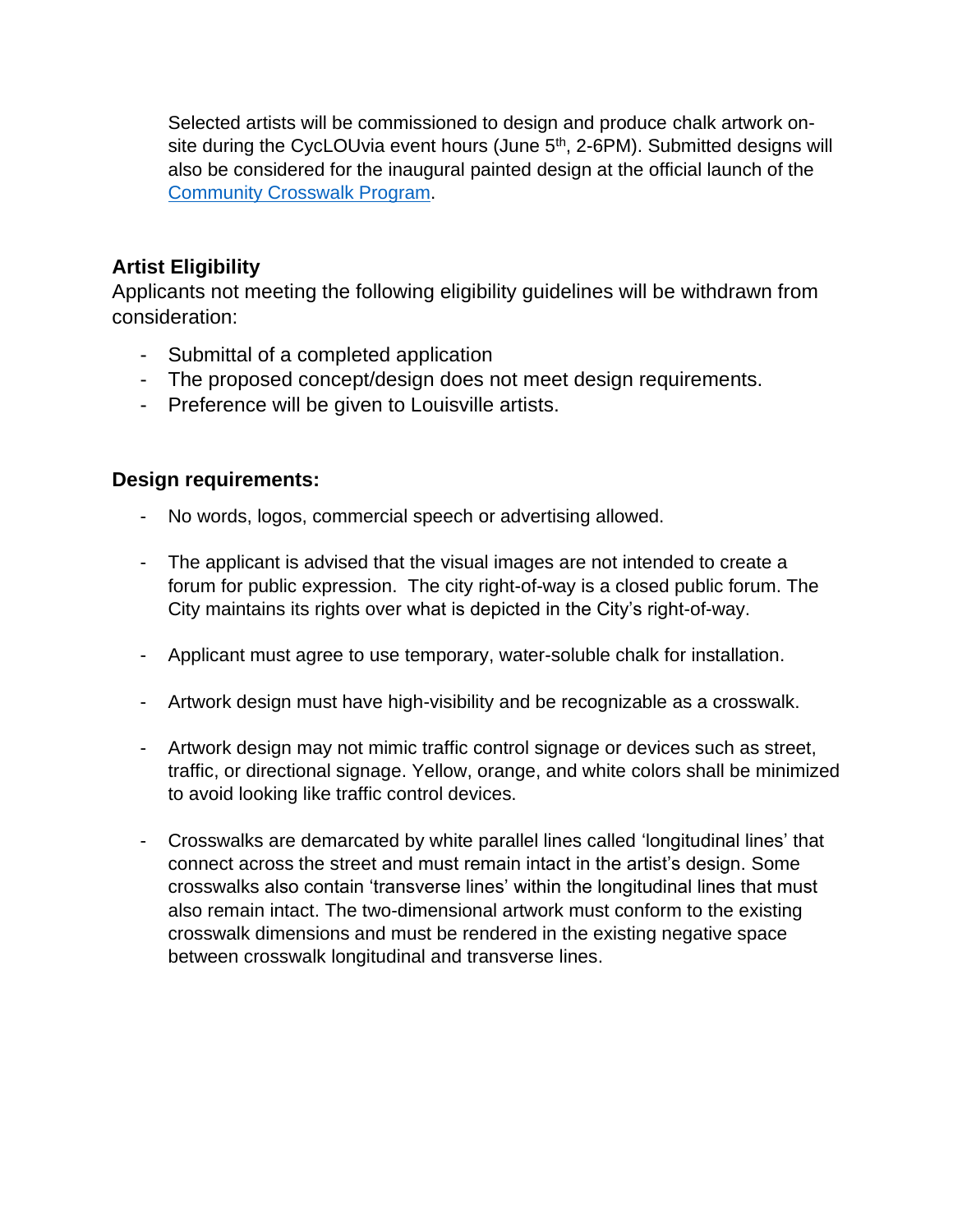Selected artists will be commissioned to design and produce chalk artwork on-site during the CycLOUvia event hours (June 5th, 2-6PM). Submitted designs will also be considered for the inaugural painted design at the official launch of the Community Crosswalk Program.

## Artist Eligibility

Applicants not meeting the following eligibility guidelines will be withdrawn from consideration:

- Submittal of a completed application
- The proposed concept/design does not meet design requirements.
- Preference will be given to Louisville artists.

## Design requirements:

- No words, logos, commercial speech or advertising allowed.
- The applicant is advised that the visual images are not intended to create a forum for public expression. The city right-of-way is a closed public forum. The City maintains its rights over what is depicted in the City's right-of-way.
- Applicant must agree to use temporary, water-soluble chalk for installation.
- Artwork design must have high-visibility and be recognizable as a crosswalk.
- Artwork design may not mimic traffic control signage or devices such as street, traffic, or directional signage. Yellow, orange, and white colors shall be minimized to avoid looking like traffic control devices.
- Crosswalks are demarcated by white parallel lines called 'longitudinal lines' that connect across the street and must remain intact in the artist's design. Some crosswalks also contain 'transverse lines' within the longitudinal lines that must also remain intact. The two-dimensional artwork must conform to the existing crosswalk dimensions and must be rendered in the existing negative space between crosswalk longitudinal and transverse lines.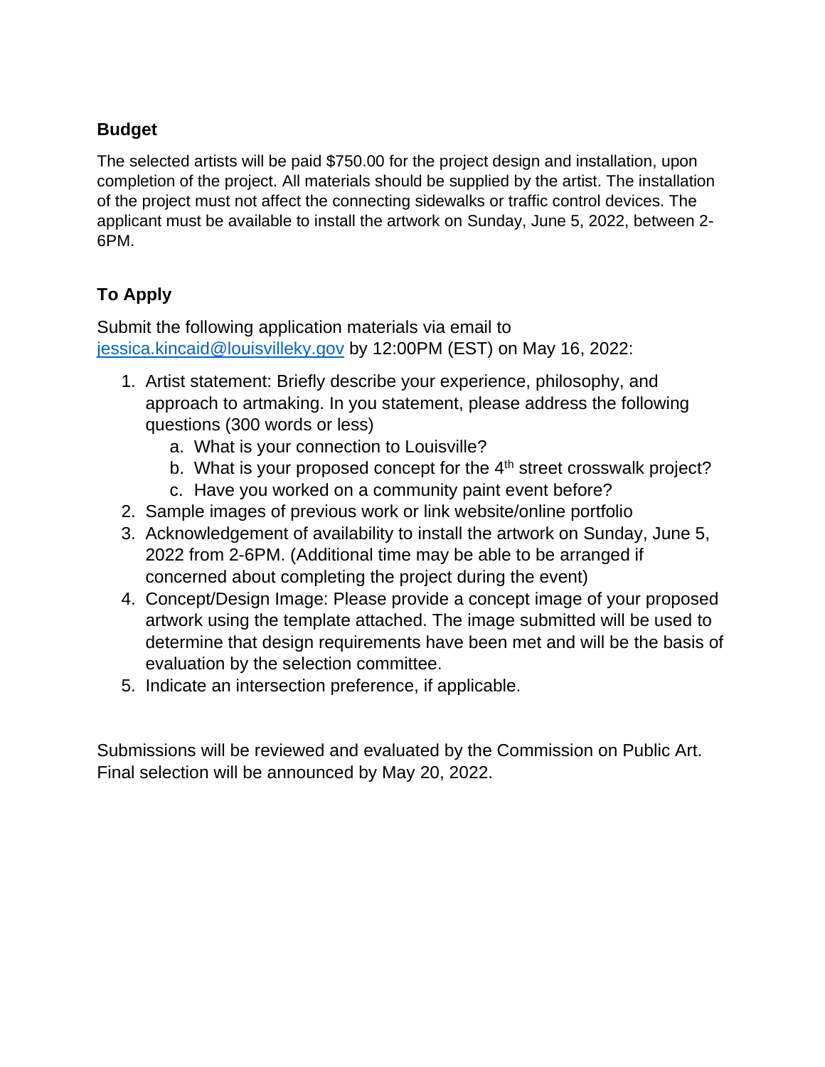## Budget

The selected artists will be paid $750.00 for the project design and installation, upon completion of the project. All materials should be supplied by the artist. The installation of the project must not affect the connecting sidewalks or traffic control devices. The applicant must be available to install the artwork on Sunday, June 5, 2022, between 2-6PM.

## To Apply

Submit the following application materials via email to jessica.kincaid@louisvilleky.gov by 12:00PM (EST) on May 16, 2022:

1. Artist statement: Briefly describe your experience, philosophy, and approach to artmaking. In you statement, please address the following questions (300 words or less)
   a. What is your connection to Louisville?
   b. What is your proposed concept for the 4th street crosswalk project?
   c. Have you worked on a community paint event before?
2. Sample images of previous work or link website/online portfolio
3. Acknowledgement of availability to install the artwork on Sunday, June 5, 2022 from 2-6PM. (Additional time may be able to be arranged if concerned about completing the project during the event)
4. Concept/Design Image: Please provide a concept image of your proposed artwork using the template attached. The image submitted will be used to determine that design requirements have been met and will be the basis of evaluation by the selection committee.
5. Indicate an intersection preference, if applicable.

Submissions will be reviewed and evaluated by the Commission on Public Art. Final selection will be announced by May 20, 2022.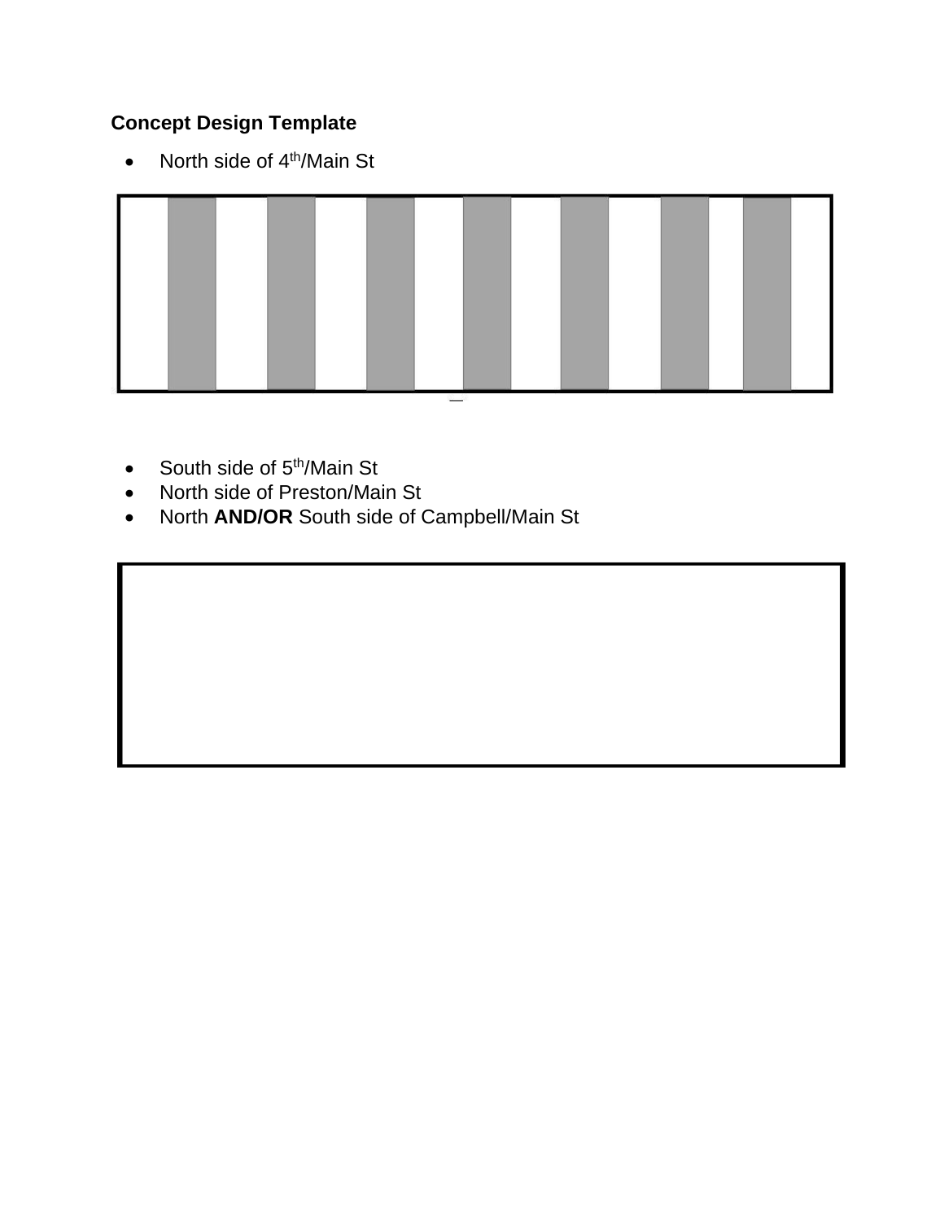**Concept Design Template**

- North side of 4th/Main St

- South side of 5th/Main St
- North side of Preston/Main St
- North **AND/OR** South side of Campbell/Main St